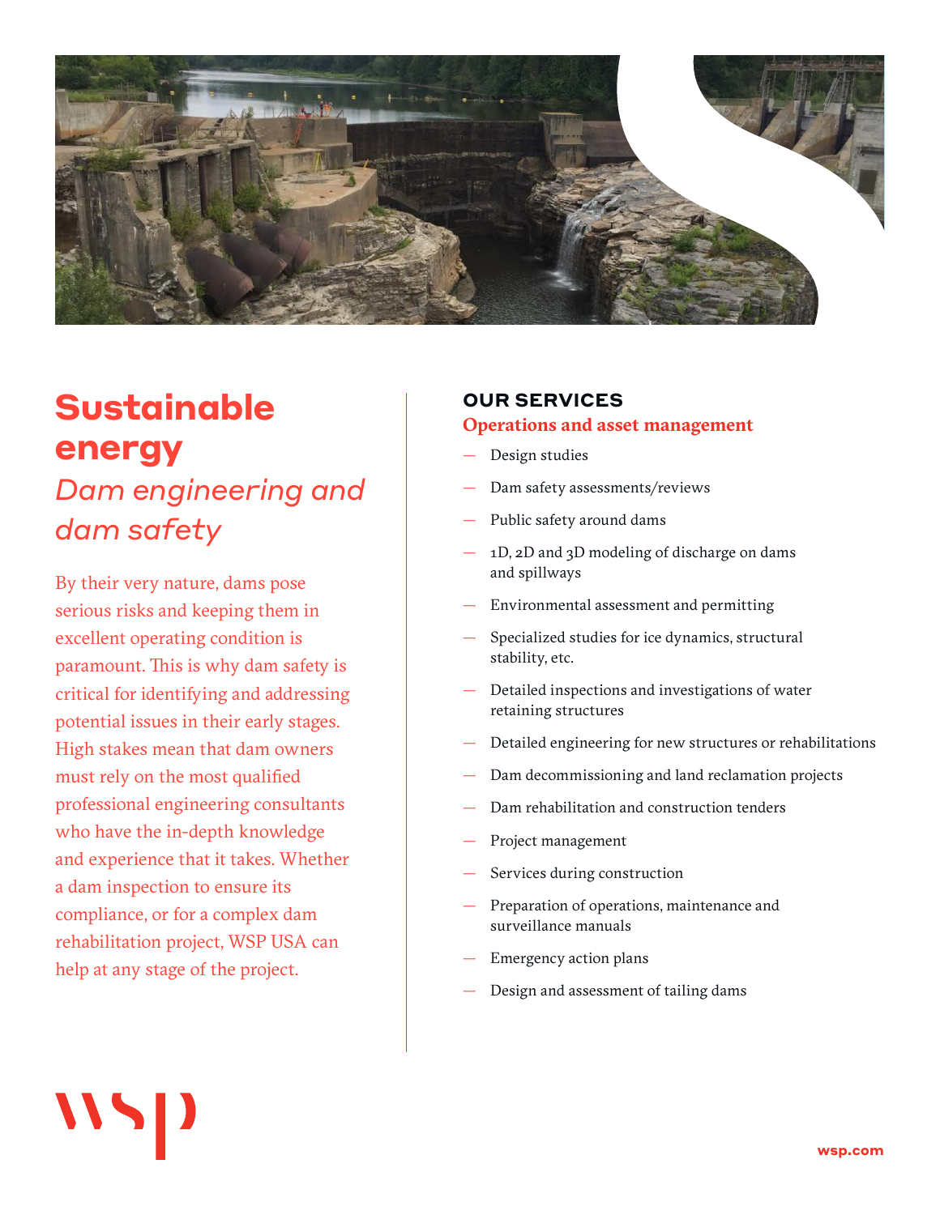# Sustainable energy

## *Dam engineering and dam safety*

By their very nature, dams pose serious risks and keeping them in excellent operating condition is paramount. This is why dam safety is critical for identifying and addressing potential issues in their early stages. High stakes mean that dam owners must rely on the most qualified professional engineering consultants who have the in-depth knowledge and experience that it takes. Whether a dam inspection to ensure its compliance, or for a complex dam rehabilitation project, WSP USA can help at any stage of the project.

## OUR SERVICES

### Operations and asset management

- Design studies
- Dam safety assessments/reviews
- Public safety around dams
- 1D, 2D and 3D modeling of discharge on dams and spillways
- Environmental assessment and permitting
- Specialized studies for ice dynamics, structural stability, etc.
- Detailed inspections and investigations of water retaining structures
- Detailed engineering for new structures or rehabilitations
- Dam decommissioning and land reclamation projects
- Dam rehabilitation and construction tenders
- Project management
- Services during construction
- Preparation of operations, maintenance and surveillance manuals
- Emergency action plans
- Design and assessment of tailing dams

wsp

wsp.com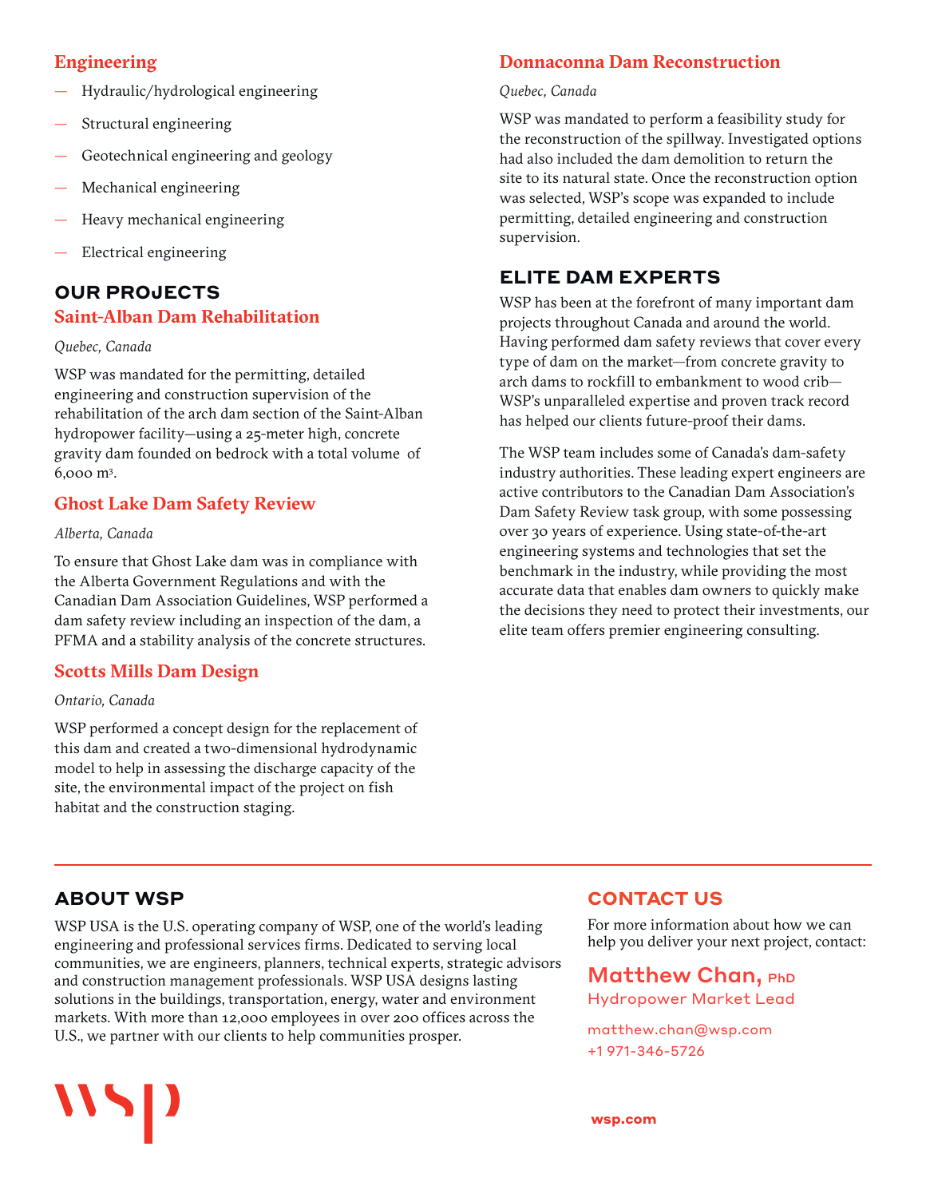## Engineering

- Hydraulic/hydrological engineering
- Structural engineering
- Geotechnical engineering and geology
- Mechanical engineering
- Heavy mechanical engineering
- Electrical engineering

## OUR PROJECTS

### Saint-Alban Dam Rehabilitation

*Quebec, Canada*

WSP was mandated for the permitting, detailed engineering and construction supervision of the rehabilitation of the arch dam section of the Saint-Alban hydropower facility—using a 25-meter high, concrete gravity dam founded on bedrock with a total volume of 6,000 $m^3$.

### Ghost Lake Dam Safety Review

*Alberta, Canada*

To ensure that Ghost Lake dam was in compliance with the Alberta Government Regulations and with the Canadian Dam Association Guidelines, WSP performed a dam safety review including an inspection of the dam, a PFMA and a stability analysis of the concrete structures.

### Scotts Mills Dam Design

*Ontario, Canada*

WSP performed a concept design for the replacement of this dam and created a two-dimensional hydrodynamic model to help in assessing the discharge capacity of the site, the environmental impact of the project on fish habitat and the construction staging.

### Donnaconna Dam Reconstruction

*Quebec, Canada*

WSP was mandated to perform a feasibility study for the reconstruction of the spillway. Investigated options had also included the dam demolition to return the site to its natural state. Once the reconstruction option was selected, WSP's scope was expanded to include permitting, detailed engineering and construction supervision.

## ELITE DAM EXPERTS

WSP has been at the forefront of many important dam projects throughout Canada and around the world. Having performed dam safety reviews that cover every type of dam on the market—from concrete gravity to arch dams to rockfill to embankment to wood crib—WSP's unparalleled expertise and proven track record has helped our clients future-proof their dams.

The WSP team includes some of Canada's dam-safety industry authorities. These leading expert engineers are active contributors to the Canadian Dam Association's Dam Safety Review task group, with some possessing over 30 years of experience. Using state-of-the-art engineering systems and technologies that set the benchmark in the industry, while providing the most accurate data that enables dam owners to quickly make the decisions they need to protect their investments, our elite team offers premier engineering consulting.

## ABOUT WSP

WSP USA is the U.S. operating company of WSP, one of the world's leading engineering and professional services firms. Dedicated to serving local communities, we are engineers, planners, technical experts, strategic advisors and construction management professionals. WSP USA designs lasting solutions in the buildings, transportation, energy, water and environment markets. With more than 12,000 employees in over 200 offices across the U.S., we partner with our clients to help communities prosper.

## CONTACT US

For more information about how we can help you deliver your next project, contact:

**Matthew Chan, PhD**
Hydropower Market Lead

matthew.chan@wsp.com
+1 971-346-5726

wsp.com